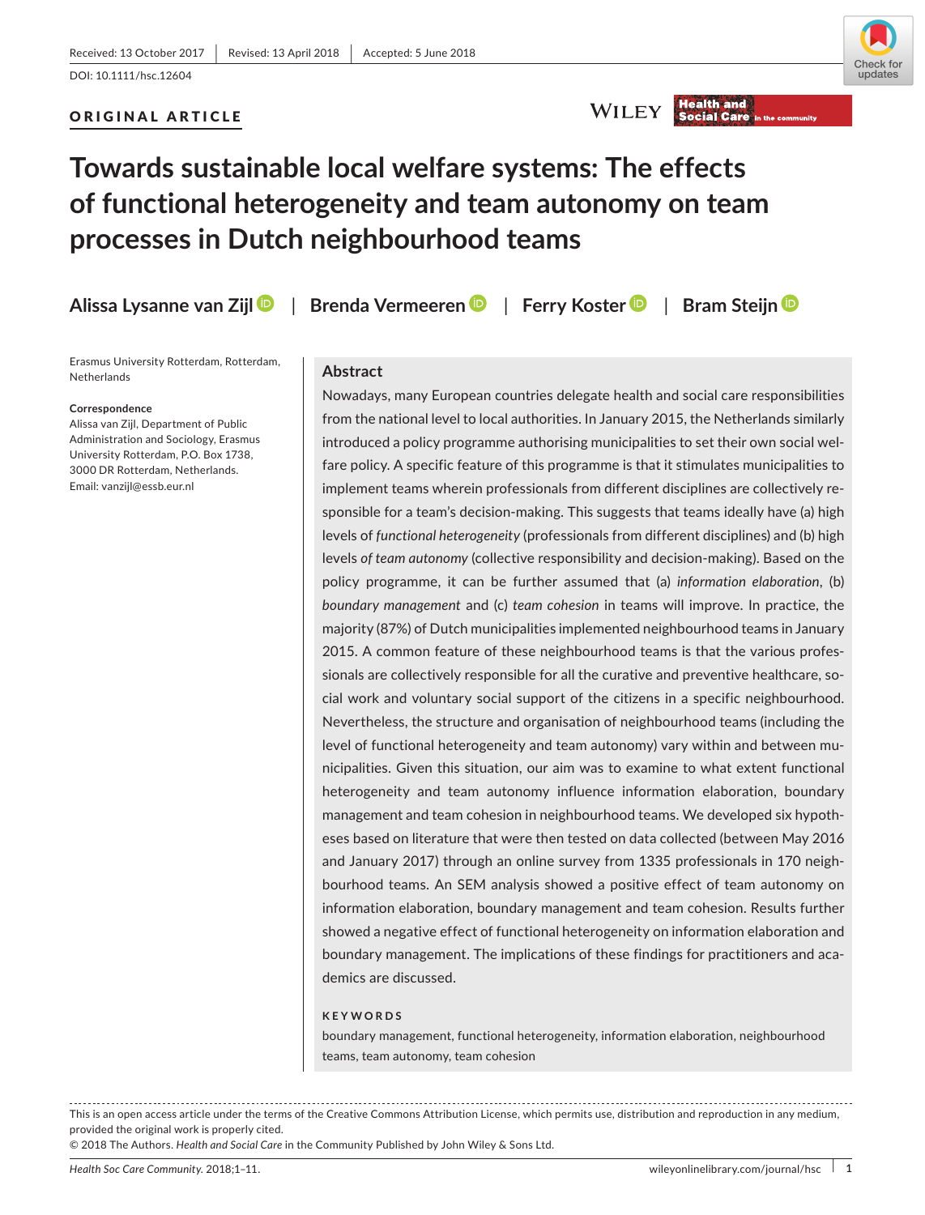Received: 13 October 2017 | Revised: 13 April 2018 | Accepted: 5 June 2018

DOI: 10.1111/hsc.12604

**ORIGINAL ARTICLE**

# Towards sustainable local welfare systems: The effects of functional heterogeneity and team autonomy on team processes in Dutch neighbourhood teams

**Alissa Lysanne van Zijl** | **Brenda Vermeeren** | **Ferry Koster** | **Bram Steijn**

Erasmus University Rotterdam, Rotterdam, Netherlands

**Correspondence**
Alissa van Zijl, Department of Public Administration and Sociology, Erasmus University Rotterdam, P.O. Box 1738, 3000 DR Rotterdam, Netherlands.
Email: vanzijl@essb.eur.nl

## Abstract

Nowadays, many European countries delegate health and social care responsibilities from the national level to local authorities. In January 2015, the Netherlands similarly introduced a policy programme authorising municipalities to set their own social welfare policy. A specific feature of this programme is that it stimulates municipalities to implement teams wherein professionals from different disciplines are collectively responsible for a team's decision-making. This suggests that teams ideally have (a) high levels of *functional heterogeneity* (professionals from different disciplines) and (b) high levels *of team autonomy* (collective responsibility and decision-making). Based on the policy programme, it can be further assumed that (a) *information elaboration*, (b) *boundary management* and (c) *team cohesion* in teams will improve. In practice, the majority (87%) of Dutch municipalities implemented neighbourhood teams in January 2015. A common feature of these neighbourhood teams is that the various professionals are collectively responsible for all the curative and preventive healthcare, social work and voluntary social support of the citizens in a specific neighbourhood. Nevertheless, the structure and organisation of neighbourhood teams (including the level of functional heterogeneity and team autonomy) vary within and between municipalities. Given this situation, our aim was to examine to what extent functional heterogeneity and team autonomy influence information elaboration, boundary management and team cohesion in neighbourhood teams. We developed six hypotheses based on literature that were then tested on data collected (between May 2016 and January 2017) through an online survey from 1335 professionals in 170 neighbourhood teams. An SEM analysis showed a positive effect of team autonomy on information elaboration, boundary management and team cohesion. Results further showed a negative effect of functional heterogeneity on information elaboration and boundary management. The implications of these findings for practitioners and academics are discussed.

**KEYWORDS**

boundary management, functional heterogeneity, information elaboration, neighbourhood teams, team autonomy, team cohesion

---

This is an open access article under the terms of the Creative Commons Attribution License, which permits use, distribution and reproduction in any medium, provided the original work is properly cited.
© 2018 The Authors. *Health and Social Care* in the Community Published by John Wiley & Sons Ltd.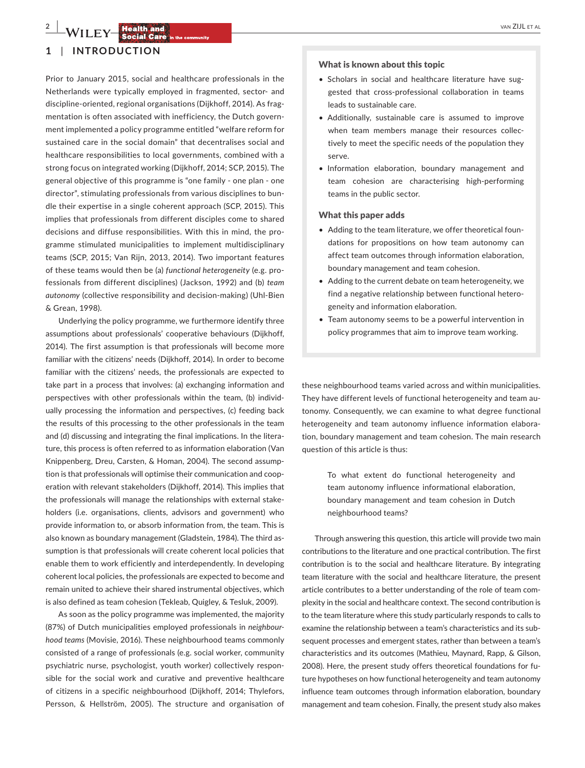## 1 | INTRODUCTION

Prior to January 2015, social and healthcare professionals in the Netherlands were typically employed in fragmented, sector- and discipline-oriented, regional organisations (Dijkhoff, 2014). As fragmentation is often associated with inefficiency, the Dutch government implemented a policy programme entitled "welfare reform for sustained care in the social domain" that decentralises social and healthcare responsibilities to local governments, combined with a strong focus on integrated working (Dijkhoff, 2014; SCP, 2015). The general objective of this programme is "one family - one plan - one director", stimulating professionals from various disciplines to bundle their expertise in a single coherent approach (SCP, 2015). This implies that professionals from different disciples come to shared decisions and diffuse responsibilities. With this in mind, the programme stimulated municipalities to implement multidisciplinary teams (SCP, 2015; Van Rijn, 2013, 2014). Two important features of these teams would then be (a) *functional heterogeneity* (e.g. professionals from different disciplines) (Jackson, 1992) and (b) *team autonomy* (collective responsibility and decision-making) (Uhl-Bien & Grean, 1998).

Underlying the policy programme, we furthermore identify three assumptions about professionals' cooperative behaviours (Dijkhoff, 2014). The first assumption is that professionals will become more familiar with the citizens' needs (Dijkhoff, 2014). In order to become familiar with the citizens' needs, the professionals are expected to take part in a process that involves: (a) exchanging information and perspectives with other professionals within the team, (b) individually processing the information and perspectives, (c) feeding back the results of this processing to the other professionals in the team and (d) discussing and integrating the final implications. In the literature, this process is often referred to as information elaboration (Van Knippenberg, Dreu, Carsten, & Homan, 2004). The second assumption is that professionals will optimise their communication and cooperation with relevant stakeholders (Dijkhoff, 2014). This implies that the professionals will manage the relationships with external stakeholders (i.e. organisations, clients, advisors and government) who provide information to, or absorb information from, the team. This is also known as boundary management (Gladstein, 1984). The third assumption is that professionals will create coherent local policies that enable them to work efficiently and interdependently. In developing coherent local policies, the professionals are expected to become and remain united to achieve their shared instrumental objectives, which is also defined as team cohesion (Tekleab, Quigley, & Tesluk, 2009).

As soon as the policy programme was implemented, the majority (87%) of Dutch municipalities employed professionals in *neighbourhood teams* (Movisie, 2016). These neighbourhood teams commonly consisted of a range of professionals (e.g. social worker, community psychiatric nurse, psychologist, youth worker) collectively responsible for the social work and curative and preventive healthcare of citizens in a specific neighbourhood (Dijkhoff, 2014; Thylefors, Persson, & Hellström, 2005). The structure and organisation of these neighbourhood teams varied across and within municipalities. They have different levels of functional heterogeneity and team autonomy. Consequently, we can examine to what degree functional heterogeneity and team autonomy influence information elaboration, boundary management and team cohesion. The main research question of this article is thus:

> To what extent do functional heterogeneity and team autonomy influence informational elaboration, boundary management and team cohesion in Dutch neighbourhood teams?

Through answering this question, this article will provide two main contributions to the literature and one practical contribution. The first contribution is to the social and healthcare literature. By integrating team literature with the social and healthcare literature, the present article contributes to a better understanding of the role of team complexity in the social and healthcare context. The second contribution is to the team literature where this study particularly responds to calls to examine the relationship between a team's characteristics and its subsequent processes and emergent states, rather than between a team's characteristics and its outcomes (Mathieu, Maynard, Rapp, & Gilson, 2008). Here, the present study offers theoretical foundations for future hypotheses on how functional heterogeneity and team autonomy influence team outcomes through information elaboration, boundary management and team cohesion. Finally, the present study also makes

**What is known about this topic**

- Scholars in social and healthcare literature have suggested that cross-professional collaboration in teams leads to sustainable care.
- Additionally, sustainable care is assumed to improve when team members manage their resources collectively to meet the specific needs of the population they serve.
- Information elaboration, boundary management and team cohesion are characterising high-performing teams in the public sector.

**What this paper adds**

- Adding to the team literature, we offer theoretical foundations for propositions on how team autonomy can affect team outcomes through information elaboration, boundary management and team cohesion.
- Adding to the current debate on team heterogeneity, we find a negative relationship between functional heterogeneity and information elaboration.
- Team autonomy seems to be a powerful intervention in policy programmes that aim to improve team working.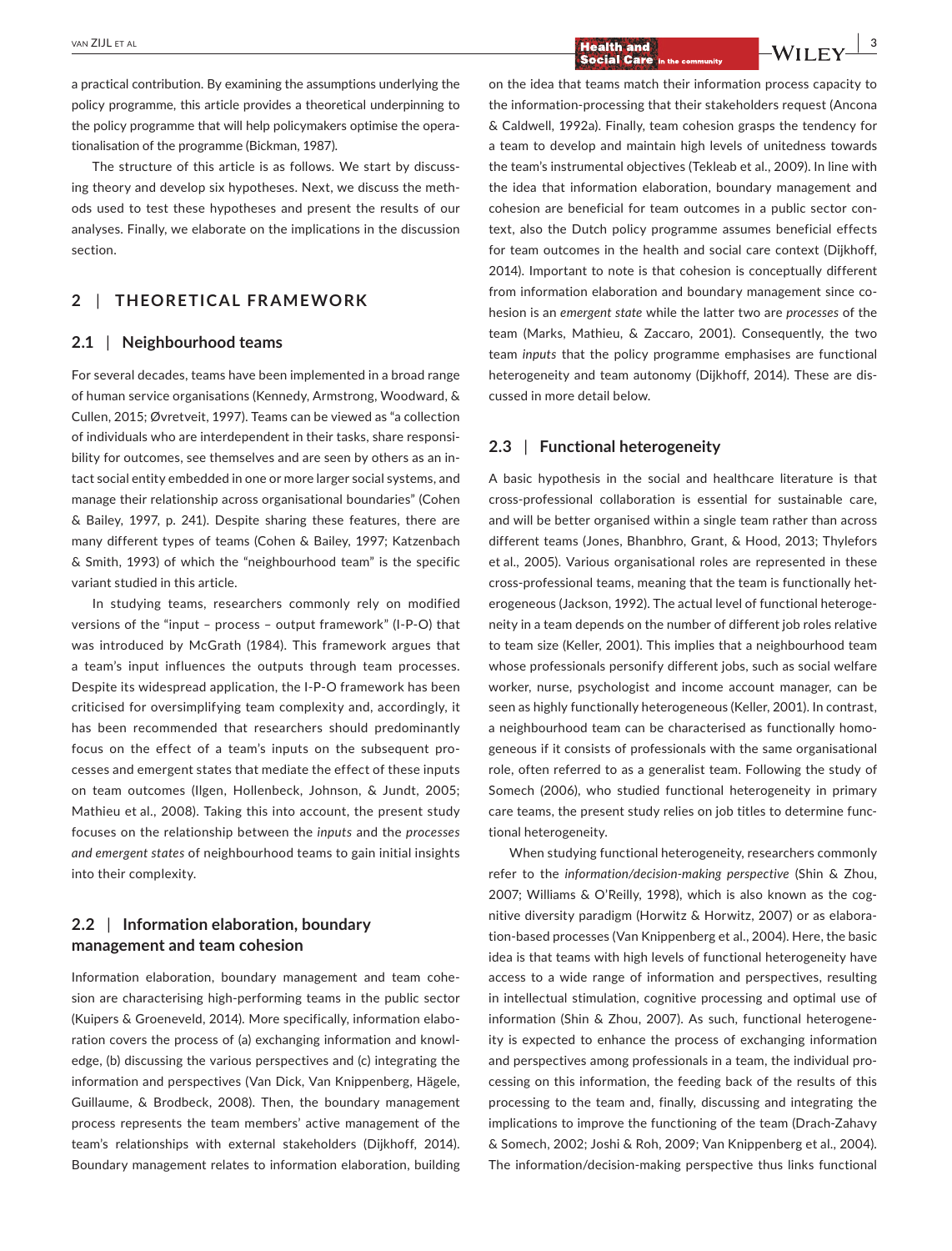a practical contribution. By examining the assumptions underlying the policy programme, this article provides a theoretical underpinning to the policy programme that will help policymakers optimise the operationalisation of the programme (Bickman, 1987).

The structure of this article is as follows. We start by discussing theory and develop six hypotheses. Next, we discuss the methods used to test these hypotheses and present the results of our analyses. Finally, we elaborate on the implications in the discussion section.

## 2 | THEORETICAL FRAMEWORK

### 2.1 | Neighbourhood teams

For several decades, teams have been implemented in a broad range of human service organisations (Kennedy, Armstrong, Woodward, & Cullen, 2015; Øvretveit, 1997). Teams can be viewed as "a collection of individuals who are interdependent in their tasks, share responsibility for outcomes, see themselves and are seen by others as an intact social entity embedded in one or more larger social systems, and manage their relationship across organisational boundaries" (Cohen & Bailey, 1997, p. 241). Despite sharing these features, there are many different types of teams (Cohen & Bailey, 1997; Katzenbach & Smith, 1993) of which the "neighbourhood team" is the specific variant studied in this article.

In studying teams, researchers commonly rely on modified versions of the "input – process – output framework" (I-P-O) that was introduced by McGrath (1984). This framework argues that a team's input influences the outputs through team processes. Despite its widespread application, the I-P-O framework has been criticised for oversimplifying team complexity and, accordingly, it has been recommended that researchers should predominantly focus on the effect of a team's inputs on the subsequent processes and emergent states that mediate the effect of these inputs on team outcomes (Ilgen, Hollenbeck, Johnson, & Jundt, 2005; Mathieu et al., 2008). Taking this into account, the present study focuses on the relationship between the *inputs* and the *processes and emergent states* of neighbourhood teams to gain initial insights into their complexity.

### 2.2 | Information elaboration, boundary management and team cohesion

Information elaboration, boundary management and team cohesion are characterising high-performing teams in the public sector (Kuipers & Groeneveld, 2014). More specifically, information elaboration covers the process of (a) exchanging information and knowledge, (b) discussing the various perspectives and (c) integrating the information and perspectives (Van Dick, Van Knippenberg, Hägele, Guillaume, & Brodbeck, 2008). Then, the boundary management process represents the team members' active management of the team's relationships with external stakeholders (Dijkhoff, 2014). Boundary management relates to information elaboration, building on the idea that teams match their information process capacity to the information-processing that their stakeholders request (Ancona & Caldwell, 1992a). Finally, team cohesion grasps the tendency for a team to develop and maintain high levels of unitedness towards the team's instrumental objectives (Tekleab et al., 2009). In line with the idea that information elaboration, boundary management and cohesion are beneficial for team outcomes in a public sector context, also the Dutch policy programme assumes beneficial effects for team outcomes in the health and social care context (Dijkhoff, 2014). Important to note is that cohesion is conceptually different from information elaboration and boundary management since cohesion is an *emergent state* while the latter two are *processes* of the team (Marks, Mathieu, & Zaccaro, 2001). Consequently, the two team *inputs* that the policy programme emphasises are functional heterogeneity and team autonomy (Dijkhoff, 2014). These are discussed in more detail below.

### 2.3 | Functional heterogeneity

A basic hypothesis in the social and healthcare literature is that cross-professional collaboration is essential for sustainable care, and will be better organised within a single team rather than across different teams (Jones, Bhanbhro, Grant, & Hood, 2013; Thylefors et al., 2005). Various organisational roles are represented in these cross-professional teams, meaning that the team is functionally heterogeneous (Jackson, 1992). The actual level of functional heterogeneity in a team depends on the number of different job roles relative to team size (Keller, 2001). This implies that a neighbourhood team whose professionals personify different jobs, such as social welfare worker, nurse, psychologist and income account manager, can be seen as highly functionally heterogeneous (Keller, 2001). In contrast, a neighbourhood team can be characterised as functionally homogeneous if it consists of professionals with the same organisational role, often referred to as a generalist team. Following the study of Somech (2006), who studied functional heterogeneity in primary care teams, the present study relies on job titles to determine functional heterogeneity.

When studying functional heterogeneity, researchers commonly refer to the *information/decision-making perspective* (Shin & Zhou, 2007; Williams & O'Reilly, 1998), which is also known as the cognitive diversity paradigm (Horwitz & Horwitz, 2007) or as elaboration-based processes (Van Knippenberg et al., 2004). Here, the basic idea is that teams with high levels of functional heterogeneity have access to a wide range of information and perspectives, resulting in intellectual stimulation, cognitive processing and optimal use of information (Shin & Zhou, 2007). As such, functional heterogeneity is expected to enhance the process of exchanging information and perspectives among professionals in a team, the individual processing on this information, the feeding back of the results of this processing to the team and, finally, discussing and integrating the implications to improve the functioning of the team (Drach-Zahavy & Somech, 2002; Joshi & Roh, 2009; Van Knippenberg et al., 2004). The information/decision-making perspective thus links functional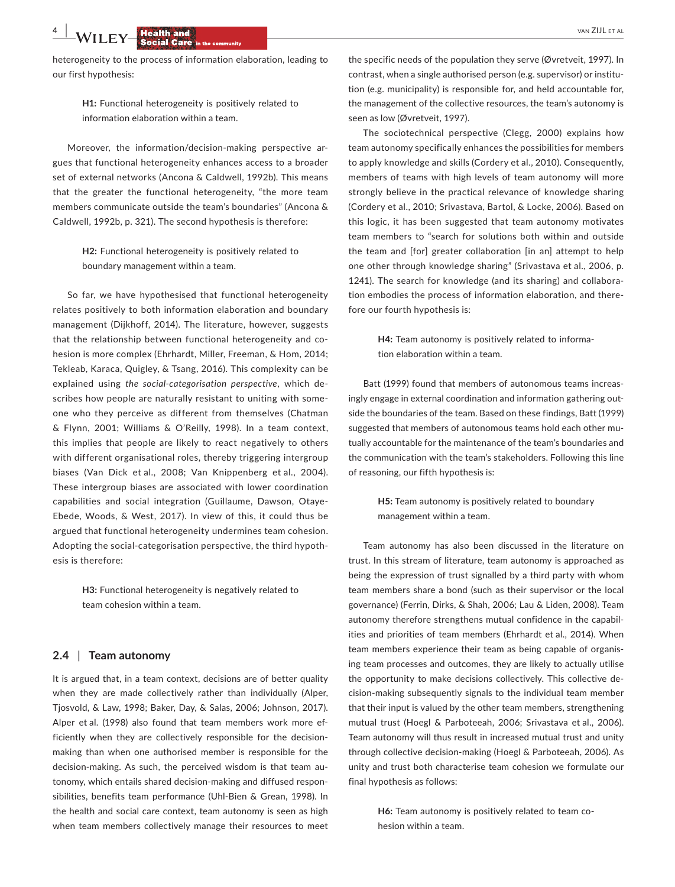heterogeneity to the process of information elaboration, leading to our first hypothesis:

> **H1:** Functional heterogeneity is positively related to information elaboration within a team.

Moreover, the information/decision-making perspective argues that functional heterogeneity enhances access to a broader set of external networks (Ancona & Caldwell, 1992b). This means that the greater the functional heterogeneity, "the more team members communicate outside the team's boundaries" (Ancona & Caldwell, 1992b, p. 321). The second hypothesis is therefore:

> **H2:** Functional heterogeneity is positively related to boundary management within a team.

So far, we have hypothesised that functional heterogeneity relates positively to both information elaboration and boundary management (Dijkhoff, 2014). The literature, however, suggests that the relationship between functional heterogeneity and cohesion is more complex (Ehrhardt, Miller, Freeman, & Hom, 2014; Tekleab, Karaca, Quigley, & Tsang, 2016). This complexity can be explained using *the social-categorisation perspective*, which describes how people are naturally resistant to uniting with someone who they perceive as different from themselves (Chatman & Flynn, 2001; Williams & O'Reilly, 1998). In a team context, this implies that people are likely to react negatively to others with different organisational roles, thereby triggering intergroup biases (Van Dick et al., 2008; Van Knippenberg et al., 2004). These intergroup biases are associated with lower coordination capabilities and social integration (Guillaume, Dawson, Otaye-Ebede, Woods, & West, 2017). In view of this, it could thus be argued that functional heterogeneity undermines team cohesion. Adopting the social-categorisation perspective, the third hypothesis is therefore:

> **H3:** Functional heterogeneity is negatively related to team cohesion within a team.

### 2.4 | Team autonomy

It is argued that, in a team context, decisions are of better quality when they are made collectively rather than individually (Alper, Tjosvold, & Law, 1998; Baker, Day, & Salas, 2006; Johnson, 2017). Alper et al. (1998) also found that team members work more efficiently when they are collectively responsible for the decision-making than when one authorised member is responsible for the decision-making. As such, the perceived wisdom is that team autonomy, which entails shared decision-making and diffused responsibilities, benefits team performance (Uhl-Bien & Grean, 1998). In the health and social care context, team autonomy is seen as high when team members collectively manage their resources to meet the specific needs of the population they serve (Øvretveit, 1997). In contrast, when a single authorised person (e.g. supervisor) or institution (e.g. municipality) is responsible for, and held accountable for, the management of the collective resources, the team's autonomy is seen as low (Øvretveit, 1997).

The sociotechnical perspective (Clegg, 2000) explains how team autonomy specifically enhances the possibilities for members to apply knowledge and skills (Cordery et al., 2010). Consequently, members of teams with high levels of team autonomy will more strongly believe in the practical relevance of knowledge sharing (Cordery et al., 2010; Srivastava, Bartol, & Locke, 2006). Based on this logic, it has been suggested that team autonomy motivates team members to "search for solutions both within and outside the team and [for] greater collaboration [in an] attempt to help one other through knowledge sharing" (Srivastava et al., 2006, p. 1241). The search for knowledge (and its sharing) and collaboration embodies the process of information elaboration, and therefore our fourth hypothesis is:

> **H4:** Team autonomy is positively related to information elaboration within a team.

Batt (1999) found that members of autonomous teams increasingly engage in external coordination and information gathering outside the boundaries of the team. Based on these findings, Batt (1999) suggested that members of autonomous teams hold each other mutually accountable for the maintenance of the team's boundaries and the communication with the team's stakeholders. Following this line of reasoning, our fifth hypothesis is:

> **H5:** Team autonomy is positively related to boundary management within a team.

Team autonomy has also been discussed in the literature on trust. In this stream of literature, team autonomy is approached as being the expression of trust signalled by a third party with whom team members share a bond (such as their supervisor or the local governance) (Ferrin, Dirks, & Shah, 2006; Lau & Liden, 2008). Team autonomy therefore strengthens mutual confidence in the capabilities and priorities of team members (Ehrhardt et al., 2014). When team members experience their team as being capable of organising team processes and outcomes, they are likely to actually utilise the opportunity to make decisions collectively. This collective decision-making subsequently signals to the individual team member that their input is valued by the other team members, strengthening mutual trust (Hoegl & Parboteeah, 2006; Srivastava et al., 2006). Team autonomy will thus result in increased mutual trust and unity through collective decision-making (Hoegl & Parboteeah, 2006). As unity and trust both characterise team cohesion we formulate our final hypothesis as follows:

> **H6:** Team autonomy is positively related to team cohesion within a team.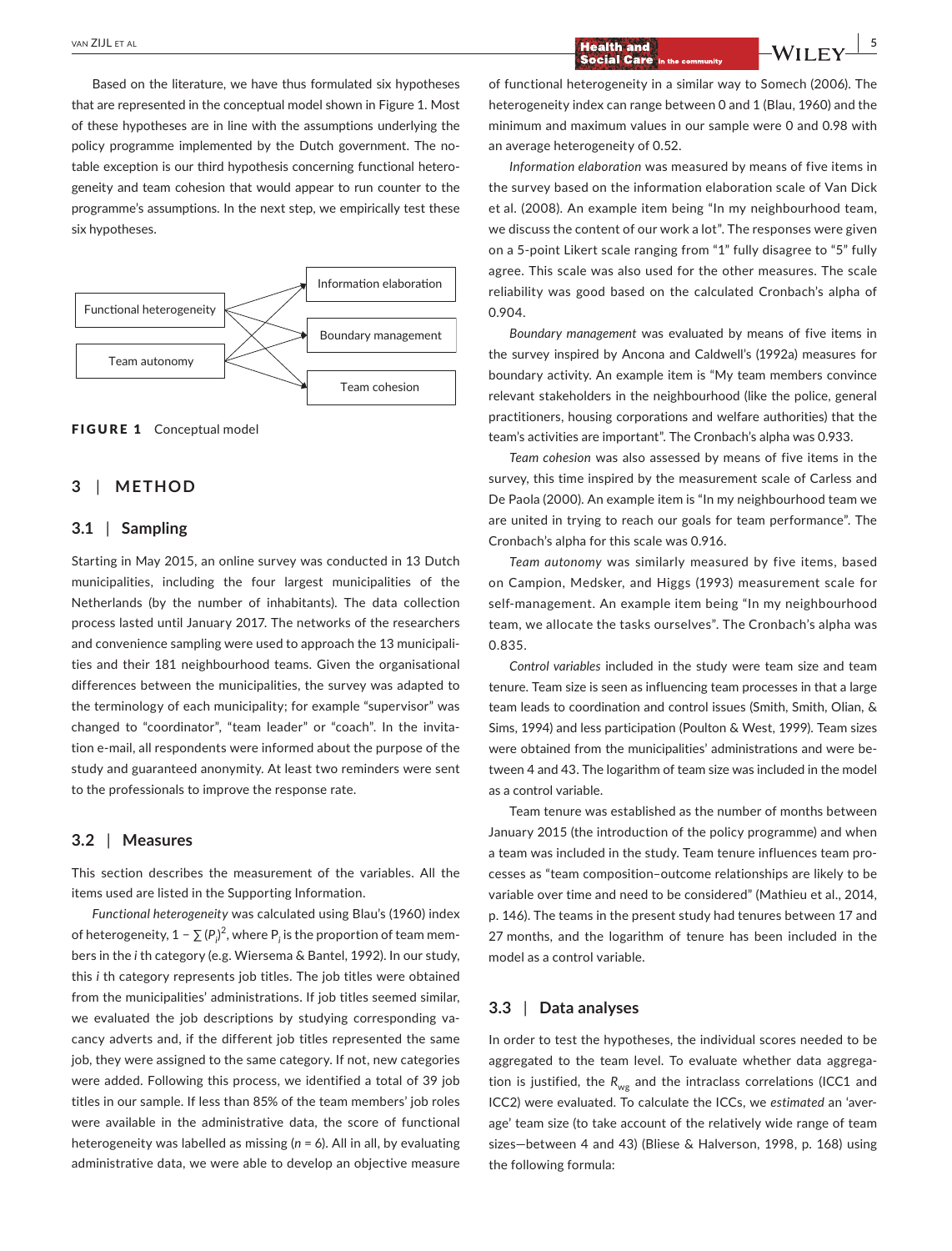Based on the literature, we have thus formulated six hypotheses that are represented in the conceptual model shown in Figure 1. Most of these hypotheses are in line with the assumptions underlying the policy programme implemented by the Dutch government. The notable exception is our third hypothesis concerning functional heterogeneity and team cohesion that would appear to run counter to the programme's assumptions. In the next step, we empirically test these six hypotheses.

**FIGURE 1** Conceptual model

## 3 | METHOD

### 3.1 | Sampling

Starting in May 2015, an online survey was conducted in 13 Dutch municipalities, including the four largest municipalities of the Netherlands (by the number of inhabitants). The data collection process lasted until January 2017. The networks of the researchers and convenience sampling were used to approach the 13 municipalities and their 181 neighbourhood teams. Given the organisational differences between the municipalities, the survey was adapted to the terminology of each municipality; for example "supervisor" was changed to "coordinator", "team leader" or "coach". In the invitation e-mail, all respondents were informed about the purpose of the study and guaranteed anonymity. At least two reminders were sent to the professionals to improve the response rate.

### 3.2 | Measures

This section describes the measurement of the variables. All the items used are listed in the Supporting Information.

*Functional heterogeneity* was calculated using Blau's (1960) index of heterogeneity, $1 - \sum (P_i)^2$, where $P_i$ is the proportion of team members in the $i$ th category (e.g. Wiersema & Bantel, 1992). In our study, this $i$ th category represents job titles. The job titles were obtained from the municipalities' administrations. If job titles seemed similar, we evaluated the job descriptions by studying corresponding vacancy adverts and, if the different job titles represented the same job, they were assigned to the same category. If not, new categories were added. Following this process, we identified a total of 39 job titles in our sample. If less than 85% of the team members' job roles were available in the administrative data, the score of functional heterogeneity was labelled as missing ($n = 6$). All in all, by evaluating administrative data, we were able to develop an objective measure of functional heterogeneity in a similar way to Somech (2006). The heterogeneity index can range between 0 and 1 (Blau, 1960) and the minimum and maximum values in our sample were 0 and 0.98 with an average heterogeneity of 0.52.

*Information elaboration* was measured by means of five items in the survey based on the information elaboration scale of Van Dick et al. (2008). An example item being "In my neighbourhood team, we discuss the content of our work a lot". The responses were given on a 5-point Likert scale ranging from "1" fully disagree to "5" fully agree. This scale was also used for the other measures. The scale reliability was good based on the calculated Cronbach's alpha of 0.904.

*Boundary management* was evaluated by means of five items in the survey inspired by Ancona and Caldwell's (1992a) measures for boundary activity. An example item is "My team members convince relevant stakeholders in the neighbourhood (like the police, general practitioners, housing corporations and welfare authorities) that the team's activities are important". The Cronbach's alpha was 0.933.

*Team cohesion* was also assessed by means of five items in the survey, this time inspired by the measurement scale of Carless and De Paola (2000). An example item is "In my neighbourhood team we are united in trying to reach our goals for team performance". The Cronbach's alpha for this scale was 0.916.

*Team autonomy* was similarly measured by five items, based on Campion, Medsker, and Higgs (1993) measurement scale for self-management. An example item being "In my neighbourhood team, we allocate the tasks ourselves". The Cronbach's alpha was 0.835.

*Control variables* included in the study were team size and team tenure. Team size is seen as influencing team processes in that a large team leads to coordination and control issues (Smith, Smith, Olian, & Sims, 1994) and less participation (Poulton & West, 1999). Team sizes were obtained from the municipalities' administrations and were between 4 and 43. The logarithm of team size was included in the model as a control variable.

Team tenure was established as the number of months between January 2015 (the introduction of the policy programme) and when a team was included in the study. Team tenure influences team processes as "team composition–outcome relationships are likely to be variable over time and need to be considered" (Mathieu et al., 2014, p. 146). The teams in the present study had tenures between 17 and 27 months, and the logarithm of tenure has been included in the model as a control variable.

### 3.3 | Data analyses

In order to test the hypotheses, the individual scores needed to be aggregated to the team level. To evaluate whether data aggregation is justified, the $R_{wg}$ and the intraclass correlations (ICC1 and ICC2) were evaluated. To calculate the ICCs, we *estimated* an 'average' team size (to take account of the relatively wide range of team sizes—between 4 and 43) (Bliese & Halverson, 1998, p. 168) using the following formula: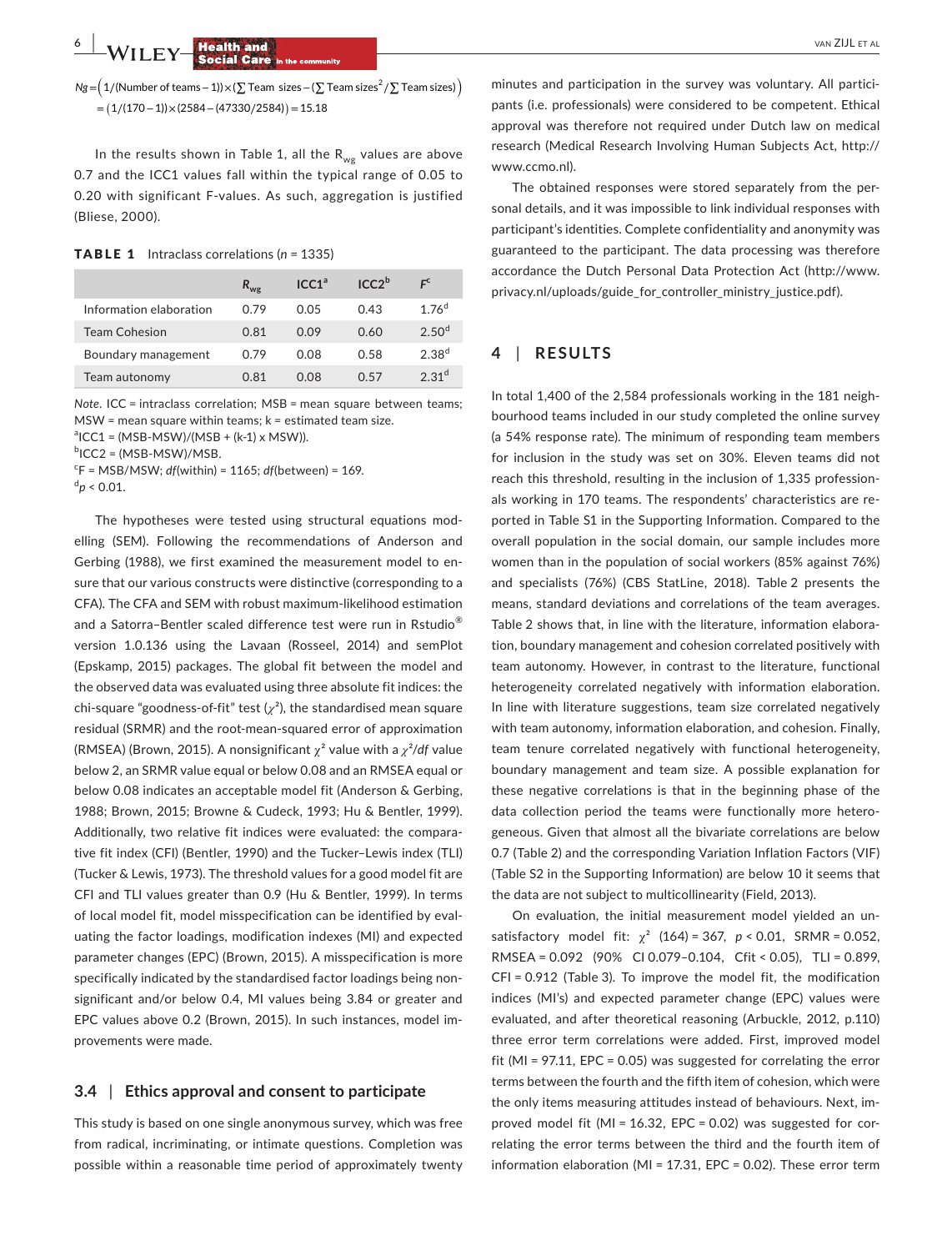$$Ng = \left(1/(\text{Number of teams} - 1)\right) \times \left(\sum \text{Team sizes} - \left(\sum \text{Team sizes}^2 / \sum \text{Team sizes}\right)\right)$$
$$= (1/(170-1)) \times (2584 - (47330/2584)) = 15.18$$

In the results shown in Table 1, all the $R_{wg}$ values are above 0.7 and the ICC1 values fall within the typical range of 0.05 to 0.20 with significant F-values. As such, aggregation is justified (Bliese, 2000).

**TABLE 1** Intraclass correlations ($n = 1335$)

| | $R_{wg}$ | ICC1[a] | ICC2[b] | $F$[c] |
|---|---|---|---|---|
| Information elaboration | 0.79 | 0.05 | 0.43 | 1.76[d] |
| Team Cohesion | 0.81 | 0.09 | 0.60 | 2.50[d] |
| Boundary management | 0.79 | 0.08 | 0.58 | 2.38[d] |
| Team autonomy | 0.81 | 0.08 | 0.57 | 2.31[d] |

*Note.* ICC = intraclass correlation; MSB = mean square between teams; MSW = mean square within teams; k = estimated team size.
[a]ICC1 = (MSB-MSW)/(MSB + (k-1) x MSW)).
[b]ICC2 = (MSB-MSW)/MSB.
[c]F = MSB/MSW; *df*(within) = 1165; *df*(between) = 169.
[d]$p < 0.01$.

The hypotheses were tested using structural equations modelling (SEM). Following the recommendations of Anderson and Gerbing (1988), we first examined the measurement model to ensure that our various constructs were distinctive (corresponding to a CFA). The CFA and SEM with robust maximum-likelihood estimation and a Satorra–Bentler scaled difference test were run in Rstudio® version 1.0.136 using the Lavaan (Rosseel, 2014) and semPlot (Epskamp, 2015) packages. The global fit between the model and the observed data was evaluated using three absolute fit indices: the chi-square "goodness-of-fit" test ($\chi^2$), the standardised mean square residual (SRMR) and the root-mean-squared error of approximation (RMSEA) (Brown, 2015). A nonsignificant $\chi^2$ value with a $\chi^2/df$ value below 2, an SRMR value equal or below 0.08 and an RMSEA equal or below 0.08 indicates an acceptable model fit (Anderson & Gerbing, 1988; Brown, 2015; Browne & Cudeck, 1993; Hu & Bentler, 1999). Additionally, two relative fit indices were evaluated: the comparative fit index (CFI) (Bentler, 1990) and the Tucker–Lewis index (TLI) (Tucker & Lewis, 1973). The threshold values for a good model fit are CFI and TLI values greater than 0.9 (Hu & Bentler, 1999). In terms of local model fit, model misspecification can be identified by evaluating the factor loadings, modification indexes (MI) and expected parameter changes (EPC) (Brown, 2015). A misspecification is more specifically indicated by the standardised factor loadings being nonsignificant and/or below 0.4, MI values being 3.84 or greater and EPC values above 0.2 (Brown, 2015). In such instances, model improvements were made.

### 3.4 | Ethics approval and consent to participate

This study is based on one single anonymous survey, which was free from radical, incriminating, or intimate questions. Completion was possible within a reasonable time period of approximately twenty minutes and participation in the survey was voluntary. All participants (i.e. professionals) were considered to be competent. Ethical approval was therefore not required under Dutch law on medical research (Medical Research Involving Human Subjects Act, http://www.ccmo.nl).

The obtained responses were stored separately from the personal details, and it was impossible to link individual responses with participant's identities. Complete confidentiality and anonymity was guaranteed to the participant. The data processing was therefore accordance the Dutch Personal Data Protection Act (http://www.privacy.nl/uploads/guide_for_controller_ministry_justice.pdf).

## 4 | RESULTS

In total 1,400 of the 2,584 professionals working in the 181 neighbourhood teams included in our study completed the online survey (a 54% response rate). The minimum of responding team members for inclusion in the study was set on 30%. Eleven teams did not reach this threshold, resulting in the inclusion of 1,335 professionals working in 170 teams. The respondents' characteristics are reported in Table S1 in the Supporting Information. Compared to the overall population in the social domain, our sample includes more women than in the population of social workers (85% against 76%) and specialists (76%) (CBS StatLine, 2018). Table 2 presents the means, standard deviations and correlations of the team averages. Table 2 shows that, in line with the literature, information elaboration, boundary management and cohesion correlated positively with team autonomy. However, in contrast to the literature, functional heterogeneity correlated negatively with information elaboration. In line with literature suggestions, team size correlated negatively with team autonomy, information elaboration, and cohesion. Finally, team tenure correlated negatively with functional heterogeneity, boundary management and team size. A possible explanation for these negative correlations is that in the beginning phase of the data collection period the teams were functionally more heterogeneous. Given that almost all the bivariate correlations are below 0.7 (Table 2) and the corresponding Variation Inflation Factors (VIF) (Table S2 in the Supporting Information) are below 10 it seems that the data are not subject to multicollinearity (Field, 2013).

On evaluation, the initial measurement model yielded an unsatisfactory model fit: $\chi^2$ (164) = 367, $p < 0.01$, SRMR = 0.052, RMSEA = 0.092 (90% CI 0.079–0.104, Cfit < 0.05), TLI = 0.899, CFI = 0.912 (Table 3). To improve the model fit, the modification indices (MI's) and expected parameter change (EPC) values were evaluated, and after theoretical reasoning (Arbuckle, 2012, p.110) three error term correlations were added. First, improved model fit (MI = 97.11, EPC = 0.05) was suggested for correlating the error terms between the fourth and the fifth item of cohesion, which were the only items measuring attitudes instead of behaviours. Next, improved model fit (MI = 16.32, EPC = 0.02) was suggested for correlating the error terms between the third and the fourth item of information elaboration (MI = 17.31, EPC = 0.02). These error term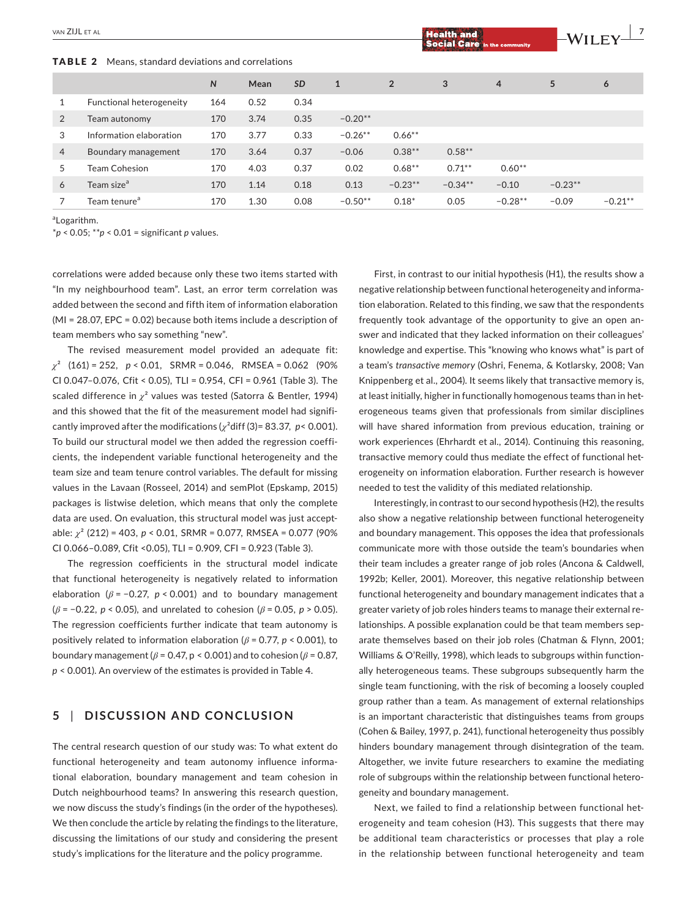**TABLE 2** Means, standard deviations and correlations

| | | *N* | Mean | *SD* | 1 | 2 | 3 | 4 | 5 | 6 |
|---|---|---|---|---|---|---|---|---|---|---|
| 1 | Functional heterogeneity | 164 | 0.52 | 0.34 | | | | | | |
| 2 | Team autonomy | 170 | 3.74 | 0.35 | −0.20** | | | | | |
| 3 | Information elaboration | 170 | 3.77 | 0.33 | −0.26** | 0.66** | | | | |
| 4 | Boundary management | 170 | 3.64 | 0.37 | −0.06 | 0.38** | 0.58** | | | |
| 5 | Team Cohesion | 170 | 4.03 | 0.37 | 0.02 | 0.68** | 0.71** | 0.60** | | |
| 6 | Team size[a] | 170 | 1.14 | 0.18 | 0.13 | −0.23** | −0.34** | −0.10 | −0.23** | |
| 7 | Team tenure[a] | 170 | 1.30 | 0.08 | −0.50** | 0.18* | 0.05 | −0.28** | −0.09 | −0.21** |

[a]Logarithm.

*$p < 0.05$; **$p < 0.01$ = significant *p* values.

correlations were added because only these two items started with "In my neighbourhood team". Last, an error term correlation was added between the second and fifth item of information elaboration (MI = 28.07, EPC = 0.02) because both items include a description of team members who say something "new".

The revised measurement model provided an adequate fit: $\chi^2$ (161) = 252, $p < 0.01$, SRMR = 0.046, RMSEA = 0.062 (90% CI 0.047–0.076, Cfit < 0.05), TLI = 0.954, CFI = 0.961 (Table 3). The scaled difference in $\chi^2$ values was tested (Satorra & Bentler, 1994) and this showed that the fit of the measurement model had significantly improved after the modifications ($\chi^2$diff (3)= 83.37, $p< 0.001$). To build our structural model we then added the regression coefficients, the independent variable functional heterogeneity and the team size and team tenure control variables. The default for missing values in the Lavaan (Rosseel, 2014) and semPlot (Epskamp, 2015) packages is listwise deletion, which means that only the complete data are used. On evaluation, this structural model was just acceptable: $\chi^2$ (212) = 403, $p < 0.01$, SRMR = 0.077, RMSEA = 0.077 (90% CI 0.066–0.089, Cfit <0.05), TLI = 0.909, CFI = 0.923 (Table 3).

The regression coefficients in the structural model indicate that functional heterogeneity is negatively related to information elaboration ($\beta = -0.27$, $p < 0.001$) and to boundary management ($\beta = -0.22$, $p < 0.05$), and unrelated to cohesion ($\beta = 0.05$, $p > 0.05$). The regression coefficients further indicate that team autonomy is positively related to information elaboration ($\beta = 0.77$, $p < 0.001$), to boundary management ($\beta = 0.47$, $p < 0.001$) and to cohesion ($\beta = 0.87$, $p < 0.001$). An overview of the estimates is provided in Table 4.

## 5 | DISCUSSION AND CONCLUSION

The central research question of our study was: To what extent do functional heterogeneity and team autonomy influence informational elaboration, boundary management and team cohesion in Dutch neighbourhood teams? In answering this research question, we now discuss the study's findings (in the order of the hypotheses). We then conclude the article by relating the findings to the literature, discussing the limitations of our study and considering the present study's implications for the literature and the policy programme.

First, in contrast to our initial hypothesis (H1), the results show a negative relationship between functional heterogeneity and information elaboration. Related to this finding, we saw that the respondents frequently took advantage of the opportunity to give an open answer and indicated that they lacked information on their colleagues' knowledge and expertise. This "knowing who knows what" is part of a team's *transactive memory* (Oshri, Fenema, & Kotlarsky, 2008; Van Knippenberg et al., 2004). It seems likely that transactive memory is, at least initially, higher in functionally homogenous teams than in heterogeneous teams given that professionals from similar disciplines will have shared information from previous education, training or work experiences (Ehrhardt et al., 2014). Continuing this reasoning, transactive memory could thus mediate the effect of functional heterogeneity on information elaboration. Further research is however needed to test the validity of this mediated relationship.

Interestingly, in contrast to our second hypothesis (H2), the results also show a negative relationship between functional heterogeneity and boundary management. This opposes the idea that professionals communicate more with those outside the team's boundaries when their team includes a greater range of job roles (Ancona & Caldwell, 1992b; Keller, 2001). Moreover, this negative relationship between functional heterogeneity and boundary management indicates that a greater variety of job roles hinders teams to manage their external relationships. A possible explanation could be that team members separate themselves based on their job roles (Chatman & Flynn, 2001; Williams & O'Reilly, 1998), which leads to subgroups within functionally heterogeneous teams. These subgroups subsequently harm the single team functioning, with the risk of becoming a loosely coupled group rather than a team. As management of external relationships is an important characteristic that distinguishes teams from groups (Cohen & Bailey, 1997, p. 241), functional heterogeneity thus possibly hinders boundary management through disintegration of the team. Altogether, we invite future researchers to examine the mediating role of subgroups within the relationship between functional heterogeneity and boundary management.

Next, we failed to find a relationship between functional heterogeneity and team cohesion (H3). This suggests that there may be additional team characteristics or processes that play a role in the relationship between functional heterogeneity and team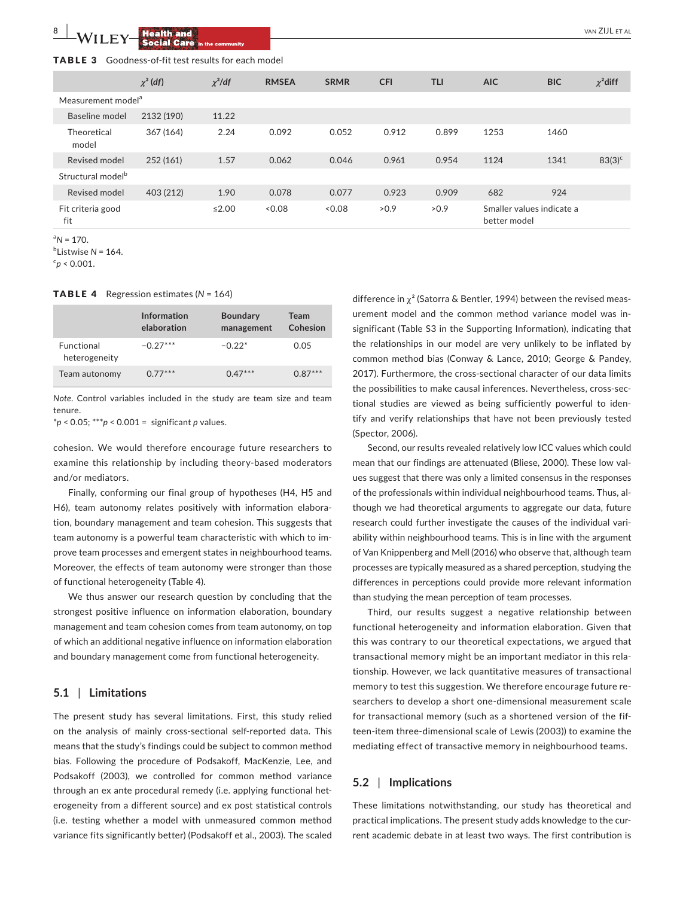**TABLE 3** Goodness-of-fit test results for each model

| | $\chi^2$ (*df*) | $\chi^2/df$ | RMSEA | SRMR | CFI | TLI | AIC | BIC | $\chi^2$diff |
|---|---|---|---|---|---|---|---|---|---|
| Measurement model[a] | | | | | | | | | |
| Baseline model | 2132 (190) | 11.22 | | | | | | | |
| Theoretical model | 367 (164) | 2.24 | 0.092 | 0.052 | 0.912 | 0.899 | 1253 | 1460 | |
| Revised model | 252 (161) | 1.57 | 0.062 | 0.046 | 0.961 | 0.954 | 1124 | 1341 | 83(3)[c] |
| Structural model[b] | | | | | | | | | |
| Revised model | 403 (212) | 1.90 | 0.078 | 0.077 | 0.923 | 0.909 | 682 | 924 | |
| Fit criteria good fit | | ≤2.00 | <0.08 | <0.08 | >0.9 | >0.9 | Smaller values indicate a better model | | |

[a] *N* = 170.
[b] Listwise *N* = 164.
[c] $p < 0.001$.

**TABLE 4** Regression estimates (*N* = 164)

| | Information elaboration | Boundary management | Team Cohesion |
|---|---|---|---|
| Functional heterogeneity | −0.27*** | −0.22* | 0.05 |
| Team autonomy | 0.77*** | 0.47*** | 0.87*** |

*Note*. Control variables included in the study are team size and team tenure.
*$p < 0.05$; ***$p < 0.001$ = significant *p* values.

cohesion. We would therefore encourage future researchers to examine this relationship by including theory-based moderators and/or mediators.

Finally, conforming our final group of hypotheses (H4, H5 and H6), team autonomy relates positively with information elaboration, boundary management and team cohesion. This suggests that team autonomy is a powerful team characteristic with which to improve team processes and emergent states in neighbourhood teams. Moreover, the effects of team autonomy were stronger than those of functional heterogeneity (Table 4).

We thus answer our research question by concluding that the strongest positive influence on information elaboration, boundary management and team cohesion comes from team autonomy, on top of which an additional negative influence on information elaboration and boundary management come from functional heterogeneity.

## 5.1 | Limitations

The present study has several limitations. First, this study relied on the analysis of mainly cross-sectional self-reported data. This means that the study's findings could be subject to common method bias. Following the procedure of Podsakoff, MacKenzie, Lee, and Podsakoff (2003), we controlled for common method variance through an ex ante procedural remedy (i.e. applying functional heterogeneity from a different source) and ex post statistical controls (i.e. testing whether a model with unmeasured common method variance fits significantly better) (Podsakoff et al., 2003). The scaled difference in $\chi^2$ (Satorra & Bentler, 1994) between the revised measurement model and the common method variance model was insignificant (Table S3 in the Supporting Information), indicating that the relationships in our model are very unlikely to be inflated by common method bias (Conway & Lance, 2010; George & Pandey, 2017). Furthermore, the cross-sectional character of our data limits the possibilities to make causal inferences. Nevertheless, cross-sectional studies are viewed as being sufficiently powerful to identify and verify relationships that have not been previously tested (Spector, 2006).

Second, our results revealed relatively low ICC values which could mean that our findings are attenuated (Bliese, 2000). These low values suggest that there was only a limited consensus in the responses of the professionals within individual neighbourhood teams. Thus, although we had theoretical arguments to aggregate our data, future research could further investigate the causes of the individual variability within neighbourhood teams. This is in line with the argument of Van Knippenberg and Mell (2016) who observe that, although team processes are typically measured as a shared perception, studying the differences in perceptions could provide more relevant information than studying the mean perception of team processes.

Third, our results suggest a negative relationship between functional heterogeneity and information elaboration. Given that this was contrary to our theoretical expectations, we argued that transactional memory might be an important mediator in this relationship. However, we lack quantitative measures of transactional memory to test this suggestion. We therefore encourage future researchers to develop a short one-dimensional measurement scale for transactional memory (such as a shortened version of the fifteen-item three-dimensional scale of Lewis (2003)) to examine the mediating effect of transactive memory in neighbourhood teams.

## 5.2 | Implications

These limitations notwithstanding, our study has theoretical and practical implications. The present study adds knowledge to the current academic debate in at least two ways. The first contribution is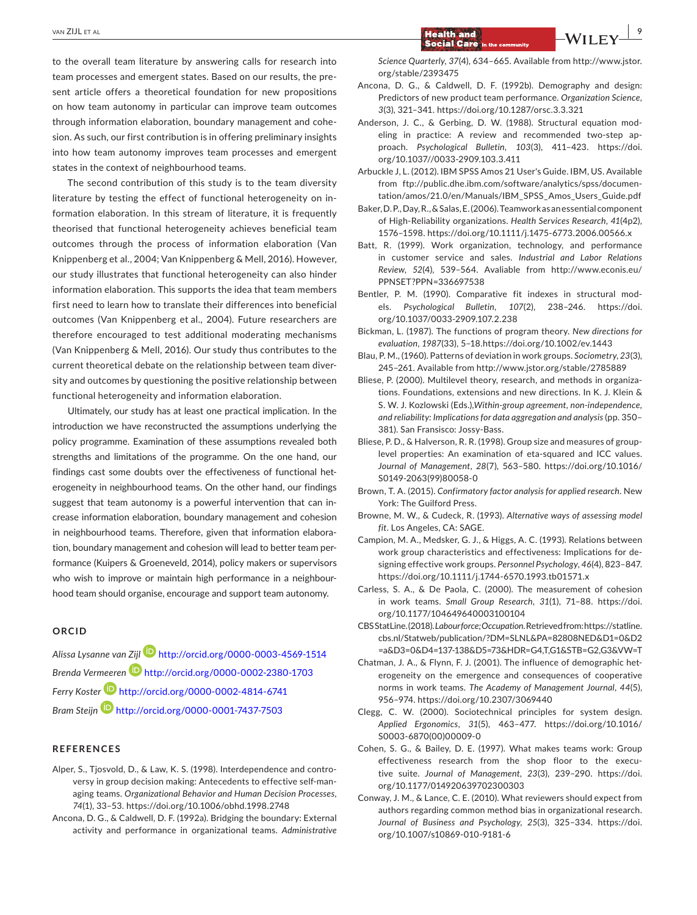to the overall team literature by answering calls for research into team processes and emergent states. Based on our results, the present article offers a theoretical foundation for new propositions on how team autonomy in particular can improve team outcomes through information elaboration, boundary management and cohesion. As such, our first contribution is in offering preliminary insights into how team autonomy improves team processes and emergent states in the context of neighbourhood teams.

The second contribution of this study is to the team diversity literature by testing the effect of functional heterogeneity on information elaboration. In this stream of literature, it is frequently theorised that functional heterogeneity achieves beneficial team outcomes through the process of information elaboration (Van Knippenberg et al., 2004; Van Knippenberg & Mell, 2016). However, our study illustrates that functional heterogeneity can also hinder information elaboration. This supports the idea that team members first need to learn how to translate their differences into beneficial outcomes (Van Knippenberg et al., 2004). Future researchers are therefore encouraged to test additional moderating mechanisms (Van Knippenberg & Mell, 2016). Our study thus contributes to the current theoretical debate on the relationship between team diversity and outcomes by questioning the positive relationship between functional heterogeneity and information elaboration.

Ultimately, our study has at least one practical implication. In the introduction we have reconstructed the assumptions underlying the policy programme. Examination of these assumptions revealed both strengths and limitations of the programme. On the one hand, our findings cast some doubts over the effectiveness of functional heterogeneity in neighbourhood teams. On the other hand, our findings suggest that team autonomy is a powerful intervention that can increase information elaboration, boundary management and cohesion in neighbourhood teams. Therefore, given that information elaboration, boundary management and cohesion will lead to better team performance (Kuipers & Groeneveld, 2014), policy makers or supervisors who wish to improve or maintain high performance in a neighbourhood team should organise, encourage and support team autonomy.

## ORCID

*Alissa Lysanne van Zijl* http://orcid.org/0000-0003-4569-1514
*Brenda Vermeeren* http://orcid.org/0000-0002-2380-1703
*Ferry Koster* http://orcid.org/0000-0002-4814-6741
*Bram Steijn* http://orcid.org/0000-0001-7437-7503

## REFERENCES

Alper, S., Tjosvold, D., & Law, K. S. (1998). Interdependence and controversy in group decision making: Antecedents to effective self-managing teams. *Organizational Behavior and Human Decision Processes*, *74*(1), 33–53. https://doi.org/10.1006/obhd.1998.2748

Ancona, D. G., & Caldwell, D. F. (1992a). Bridging the boundary: External activity and performance in organizational teams. *Administrative Science Quarterly*, *37*(4), 634–665. Available from http://www.jstor.org/stable/2393475

Ancona, D. G., & Caldwell, D. F. (1992b). Demography and design: Predictors of new product team performance. *Organization Science*, *3*(3), 321–341. https://doi.org/10.1287/orsc.3.3.321

Anderson, J. C., & Gerbing, D. W. (1988). Structural equation modeling in practice: A review and recommended two-step approach. *Psychological Bulletin*, *103*(3), 411–423. https://doi.org/10.1037//0033-2909.103.3.411

Arbuckle J, L. (2012). IBM SPSS Amos 21 User's Guide. IBM, US. Available from ftp://public.dhe.ibm.com/software/analytics/spss/documentation/amos/21.0/en/Manuals/IBM_SPSS_Amos_Users_Guide.pdf

Baker, D. P., Day, R., & Salas, E. (2006). Teamwork as an essential component of High-Reliability organizations. *Health Services Research*, *41*(4p2), 1576–1598. https://doi.org/10.1111/j.1475-6773.2006.00566.x

Batt, R. (1999). Work organization, technology, and performance in customer service and sales. *Industrial and Labor Relations Review*, *52*(4), 539–564. Avaliable from http://www.econis.eu/PPNSET?PPN=336697538

Bentler, P. M. (1990). Comparative fit indexes in structural models. *Psychological Bulletin*, *107*(2), 238–246. https://doi.org/10.1037/0033-2909.107.2.238

Bickman, L. (1987). The functions of program theory. *New directions for evaluation*, *1987*(33), 5–18.https://doi.org/10.1002/ev.1443

Blau, P. M., (1960). Patterns of deviation in work groups. *Sociometry*, *23*(3), 245–261. Available from http://www.jstor.org/stable/2785889

Bliese, P. (2000). Multilevel theory, research, and methods in organizations. Foundations, extensions and new directions. In K. J. Klein & S. W. J. Kozlowski (Eds.),*Within-group agreement, non-independence, and reliability: Implications for data aggregation and analysis* (pp. 350–381). San Fransisco: Jossy-Bass.

Bliese, P. D., & Halverson, R. R. (1998). Group size and measures of group-level properties: An examination of eta-squared and ICC values. *Journal of Management*, *28*(7), 563–580. https://doi.org/10.1016/S0149-2063(99)80058-0

Brown, T. A. (2015). *Confirmatory factor analysis for applied research*. New York: The Guilford Press.

Browne, M. W., & Cudeck, R. (1993). *Alternative ways of assessing model fit*. Los Angeles, CA: SAGE.

Campion, M. A., Medsker, G. J., & Higgs, A. C. (1993). Relations between work group characteristics and effectiveness: Implications for designing effective work groups. *Personnel Psychology*, *46*(4), 823–847. https://doi.org/10.1111/j.1744-6570.1993.tb01571.x

Carless, S. A., & De Paola, C. (2000). The measurement of cohesion in work teams. *Small Group Research*, *31*(1), 71–88. https://doi.org/10.1177/104649640003100104

CBS StatLine. (2018). *Labour force; Occupation.* Retrieved from: https://statline.cbs.nl/Statweb/publication/?DM=SLNL&PA=82808NED&D1=0&D2=a&D3=0&D4=137-138&D5=73&HDR=G4,T,G1&STB=G2,G3&VW=T

Chatman, J. A., & Flynn, F. J. (2001). The influence of demographic heterogeneity on the emergence and consequences of cooperative norms in work teams. *The Academy of Management Journal*, *44*(5), 956–974. https://doi.org/10.2307/3069440

Clegg, C. W. (2000). Sociotechnical principles for system design. *Applied Ergonomics*, *31*(5), 463–477. https://doi.org/10.1016/S0003-6870(00)00009-0

Cohen, S. G., & Bailey, D. E. (1997). What makes teams work: Group effectiveness research from the shop floor to the executive suite. *Journal of Management*, *23*(3), 239–290. https://doi.org/10.1177/014920639702300303

Conway, J. M., & Lance, C. E. (2010). What reviewers should expect from authors regarding common method bias in organizational research. *Journal of Business and Psychology*, *25*(3), 325–334. https://doi.org/10.1007/s10869-010-9181-6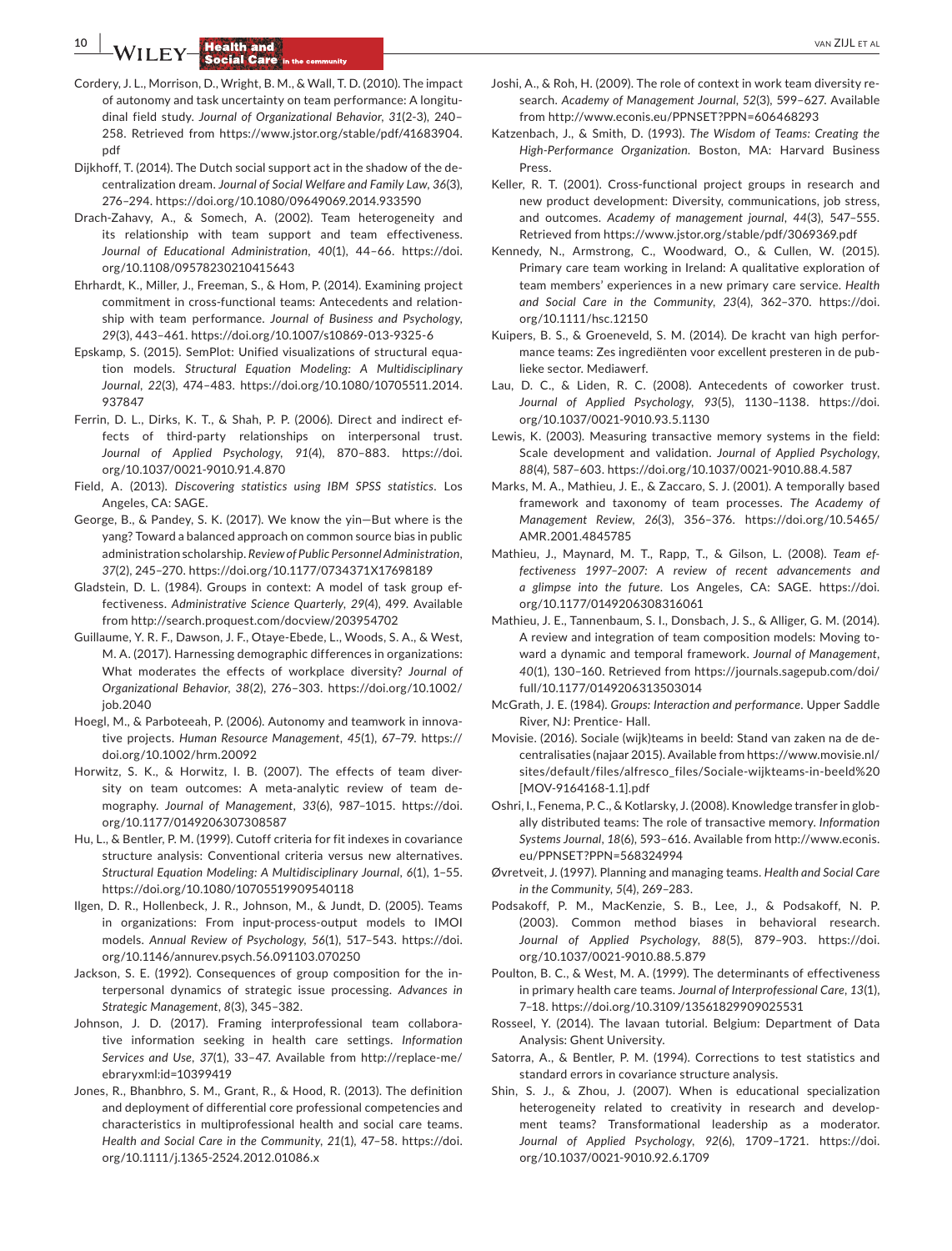Cordery, J. L., Morrison, D., Wright, B. M., & Wall, T. D. (2010). The impact of autonomy and task uncertainty on team performance: A longitudinal field study. *Journal of Organizational Behavior*, *31*(2-3), 240–258. Retrieved from https://www.jstor.org/stable/pdf/41683904.pdf

Dijkhoff, T. (2014). The Dutch social support act in the shadow of the decentralization dream. *Journal of Social Welfare and Family Law*, *36*(3), 276–294. https://doi.org/10.1080/09649069.2014.933590

Drach-Zahavy, A., & Somech, A. (2002). Team heterogeneity and its relationship with team support and team effectiveness. *Journal of Educational Administration*, *40*(1), 44–66. https://doi.org/10.1108/09578230210415643

Ehrhardt, K., Miller, J., Freeman, S., & Hom, P. (2014). Examining project commitment in cross-functional teams: Antecedents and relationship with team performance. *Journal of Business and Psychology*, *29*(3), 443–461. https://doi.org/10.1007/s10869-013-9325-6

Epskamp, S. (2015). SemPlot: Unified visualizations of structural equation models. *Structural Equation Modeling: A Multidisciplinary Journal*, *22*(3), 474–483. https://doi.org/10.1080/10705511.2014.937847

Ferrin, D. L., Dirks, K. T., & Shah, P. P. (2006). Direct and indirect effects of third-party relationships on interpersonal trust. *Journal of Applied Psychology*, *91*(4), 870–883. https://doi.org/10.1037/0021-9010.91.4.870

Field, A. (2013). *Discovering statistics using IBM SPSS statistics*. Los Angeles, CA: SAGE.

George, B., & Pandey, S. K. (2017). We know the yin—But where is the yang? Toward a balanced approach on common source bias in public administration scholarship. *Review of Public Personnel Administration*, *37*(2), 245–270. https://doi.org/10.1177/0734371X17698189

Gladstein, D. L. (1984). Groups in context: A model of task group effectiveness. *Administrative Science Quarterly*, *29*(4), 499. Available from http://search.proquest.com/docview/203954702

Guillaume, Y. R. F., Dawson, J. F., Otaye-Ebede, L., Woods, S. A., & West, M. A. (2017). Harnessing demographic differences in organizations: What moderates the effects of workplace diversity? *Journal of Organizational Behavior*, *38*(2), 276–303. https://doi.org/10.1002/job.2040

Hoegl, M., & Parboteeah, P. (2006). Autonomy and teamwork in innovative projects. *Human Resource Management*, *45*(1), 67–79. https://doi.org/10.1002/hrm.20092

Horwitz, S. K., & Horwitz, I. B. (2007). The effects of team diversity on team outcomes: A meta-analytic review of team demography. *Journal of Management*, *33*(6), 987–1015. https://doi.org/10.1177/0149206307308587

Hu, L., & Bentler, P. M. (1999). Cutoff criteria for fit indexes in covariance structure analysis: Conventional criteria versus new alternatives. *Structural Equation Modeling: A Multidisciplinary Journal*, *6*(1), 1–55. https://doi.org/10.1080/10705519909540118

Ilgen, D. R., Hollenbeck, J. R., Johnson, M., & Jundt, D. (2005). Teams in organizations: From input-process-output models to IMOI models. *Annual Review of Psychology*, *56*(1), 517–543. https://doi.org/10.1146/annurev.psych.56.091103.070250

Jackson, S. E. (1992). Consequences of group composition for the interpersonal dynamics of strategic issue processing. *Advances in Strategic Management*, *8*(3), 345–382.

Johnson, J. D. (2017). Framing interprofessional team collaborative information seeking in health care settings. *Information Services and Use*, *37*(1), 33–47. Available from http://replace-me/ebraryxml:id=10399419

Jones, R., Bhanbhro, S. M., Grant, R., & Hood, R. (2013). The definition and deployment of differential core professional competencies and characteristics in multiprofessional health and social care teams. *Health and Social Care in the Community*, *21*(1), 47–58. https://doi.org/10.1111/j.1365-2524.2012.01086.x

Joshi, A., & Roh, H. (2009). The role of context in work team diversity research. *Academy of Management Journal*, *52*(3), 599–627. Available from http://www.econis.eu/PPNSET?PPN=606468293

Katzenbach, J., & Smith, D. (1993). *The Wisdom of Teams: Creating the High-Performance Organization.* Boston, MA: Harvard Business Press.

Keller, R. T. (2001). Cross-functional project groups in research and new product development: Diversity, communications, job stress, and outcomes. *Academy of management journal*, *44*(3), 547–555. Retrieved from https://www.jstor.org/stable/pdf/3069369.pdf

Kennedy, N., Armstrong, C., Woodward, O., & Cullen, W. (2015). Primary care team working in Ireland: A qualitative exploration of team members' experiences in a new primary care service. *Health and Social Care in the Community*, *23*(4), 362–370. https://doi.org/10.1111/hsc.12150

Kuipers, B. S., & Groeneveld, S. M. (2014). De kracht van high performance teams: Zes ingrediënten voor excellent presteren in de publieke sector. Mediawerf.

Lau, D. C., & Liden, R. C. (2008). Antecedents of coworker trust. *Journal of Applied Psychology*, *93*(5), 1130–1138. https://doi.org/10.1037/0021-9010.93.5.1130

Lewis, K. (2003). Measuring transactive memory systems in the field: Scale development and validation. *Journal of Applied Psychology*, *88*(4), 587–603. https://doi.org/10.1037/0021-9010.88.4.587

Marks, M. A., Mathieu, J. E., & Zaccaro, S. J. (2001). A temporally based framework and taxonomy of team processes. *The Academy of Management Review*, *26*(3), 356–376. https://doi.org/10.5465/AMR.2001.4845785

Mathieu, J., Maynard, M. T., Rapp, T., & Gilson, L. (2008). *Team effectiveness 1997–2007: A review of recent advancements and a glimpse into the future*. Los Angeles, CA: SAGE. https://doi.org/10.1177/0149206308316061

Mathieu, J. E., Tannenbaum, S. I., Donsbach, J. S., & Alliger, G. M. (2014). A review and integration of team composition models: Moving toward a dynamic and temporal framework. *Journal of Management*, *40*(1), 130–160. Retrieved from https://journals.sagepub.com/doi/full/10.1177/0149206313503014

McGrath, J. E. (1984). *Groups: Interaction and performance*. Upper Saddle River, NJ: Prentice- Hall.

Movisie. (2016). Sociale (wijk)teams in beeld: Stand van zaken na de decentralisaties (najaar 2015). Available from https://www.movisie.nl/sites/default/files/alfresco_files/Sociale-wijkteams-in-beeld%20[MOV-9164168-1.1].pdf

Oshri, I., Fenema, P. C., & Kotlarsky, J. (2008). Knowledge transfer in globally distributed teams: The role of transactive memory. *Information Systems Journal*, *18*(6), 593–616. Available from http://www.econis.eu/PPNSET?PPN=568324994

Øvretveit, J. (1997). Planning and managing teams. *Health and Social Care in the Community*, *5*(4), 269–283.

Podsakoff, P. M., MacKenzie, S. B., Lee, J., & Podsakoff, N. P. (2003). Common method biases in behavioral research. *Journal of Applied Psychology*, *88*(5), 879–903. https://doi.org/10.1037/0021-9010.88.5.879

Poulton, B. C., & West, M. A. (1999). The determinants of effectiveness in primary health care teams. *Journal of Interprofessional Care*, *13*(1), 7–18. https://doi.org/10.3109/13561829909025531

Rosseel, Y. (2014). The lavaan tutorial. Belgium: Department of Data Analysis: Ghent University.

Satorra, A., & Bentler, P. M. (1994). Corrections to test statistics and standard errors in covariance structure analysis.

Shin, S. J., & Zhou, J. (2007). When is educational specialization heterogeneity related to creativity in research and development teams? Transformational leadership as a moderator. *Journal of Applied Psychology*, *92*(6), 1709–1721. https://doi.org/10.1037/0021-9010.92.6.1709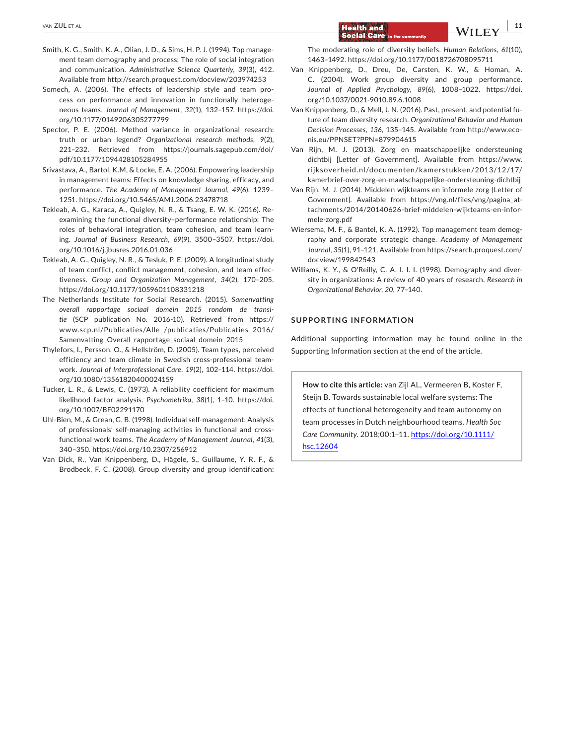Smith, K. G., Smith, K. A., Olian, J. D., & Sims, H. P. J. (1994). Top management team demography and process: The role of social integration and communication. *Administrative Science Quarterly*, *39*(3), 412. Available from http://search.proquest.com/docview/203974253

Somech, A. (2006). The effects of leadership style and team process on performance and innovation in functionally heterogeneous teams. *Journal of Management*, *32*(1), 132–157. https://doi.org/10.1177/0149206305277799

Spector, P. E. (2006). Method variance in organizational research: truth or urban legend? *Organizational research methods*, *9*(2), 221–232. Retrieved from https://journals.sagepub.com/doi/pdf/10.1177/1094428105284955

Srivastava, A., Bartol, K.M, & Locke, E. A. (2006). Empowering leadership in management teams: Effects on knowledge sharing, efficacy, and performance. *The Academy of Management Journal*, *49*(6), 1239–1251. https://doi.org/10.5465/AMJ.2006.23478718

Tekleab, A. G., Karaca, A., Quigley, N. R., & Tsang, E. W. K. (2016). Re-examining the functional diversity–performance relationship: The roles of behavioral integration, team cohesion, and team learning. *Journal of Business Research*, *69*(9), 3500–3507. https://doi.org/10.1016/j.jbusres.2016.01.036

Tekleab, A. G., Quigley, N. R., & Tesluk, P. E. (2009). A longitudinal study of team conflict, conflict management, cohesion, and team effectiveness. *Group and Organization Management*, *34*(2), 170–205. https://doi.org/10.1177/1059601108331218

The Netherlands Institute for Social Research. (2015). *Samenvatting overall rapportage sociaal domein 2015 rondom de transitie* (SCP publication No. 2016-10). Retrieved from https://www.scp.nl/Publicaties/Alle_/publicaties/Publicaties_2016/Samenvatting_Overall_rapportage_sociaal_domein_2015

Thylefors, I., Persson, O., & Hellström, D. (2005). Team types, perceived efficiency and team climate in Swedish cross-professional teamwork. *Journal of Interprofessional Care*, *19*(2), 102–114. https://doi.org/10.1080/13561820400024159

Tucker, L. R., & Lewis, C. (1973). A reliability coefficient for maximum likelihood factor analysis. *Psychometrika*, *38*(1), 1–10. https://doi.org/10.1007/BF02291170

Uhl-Bien, M., & Grean, G. B. (1998). Individual self-management: Analysis of professionals' self-managing activities in functional and cross-functional work teams. *The Academy of Management Journal*, *41*(3), 340–350. https://doi.org/10.2307/256912

Van Dick, R., Van Knippenberg, D., Hägele, S., Guillaume, Y. R. F., & Brodbeck, F. C. (2008). Group diversity and group identification: The moderating role of diversity beliefs. *Human Relations*, *61*(10), 1463–1492. https://doi.org/10.1177/0018726708095711

Van Knippenberg, D., Dreu, De, Carsten, K. W., & Homan, A. C. (2004). Work group diversity and group performance. *Journal of Applied Psychology*, *89*(6), 1008–1022. https://doi.org/10.1037/0021-9010.89.6.1008

Van Knippenberg, D., & Mell, J. N. (2016). Past, present, and potential future of team diversity research. *Organizational Behavior and Human Decision Processes*, *136*, 135–145. Available from http://www.econis.eu/PPNSET?PPN=879904615

Van Rijn, M. J. (2013). Zorg en maatschappelijke ondersteuning dichtbij [Letter of Government]. Available from https://www.rijksoverheid.nl/documenten/kamerstukken/2013/12/17/kamerbrief-over-zorg-en-maatschappelijke-ondersteuning-dichtbij

Van Rijn, M. J. (2014). Middelen wijkteams en informele zorg [Letter of Government]. Available from https://vng.nl/files/vng/pagina_attachments/2014/20140626-brief-middelen-wijkteams-en-informele-zorg.pdf

Wiersema, M. F., & Bantel, K. A. (1992). Top management team demography and corporate strategic change. *Academy of Management Journal*, *35*(1), 91–121. Available from https://search.proquest.com/docview/199842543

Williams, K. Y., & O'Reilly, C. A. I. I. I. (1998). Demography and diversity in organizations: A review of 40 years of research. *Research in Organizational Behavior*, *20*, 77–140.

## SUPPORTING INFORMATION

Additional supporting information may be found online in the Supporting Information section at the end of the article.

**How to cite this article:** van Zijl AL, Vermeeren B, Koster F, Steijn B. Towards sustainable local welfare systems: The effects of functional heterogeneity and team autonomy on team processes in Dutch neighbourhood teams. *Health Soc Care Community.* 2018;00:1–11. https://doi.org/10.1111/hsc.12604